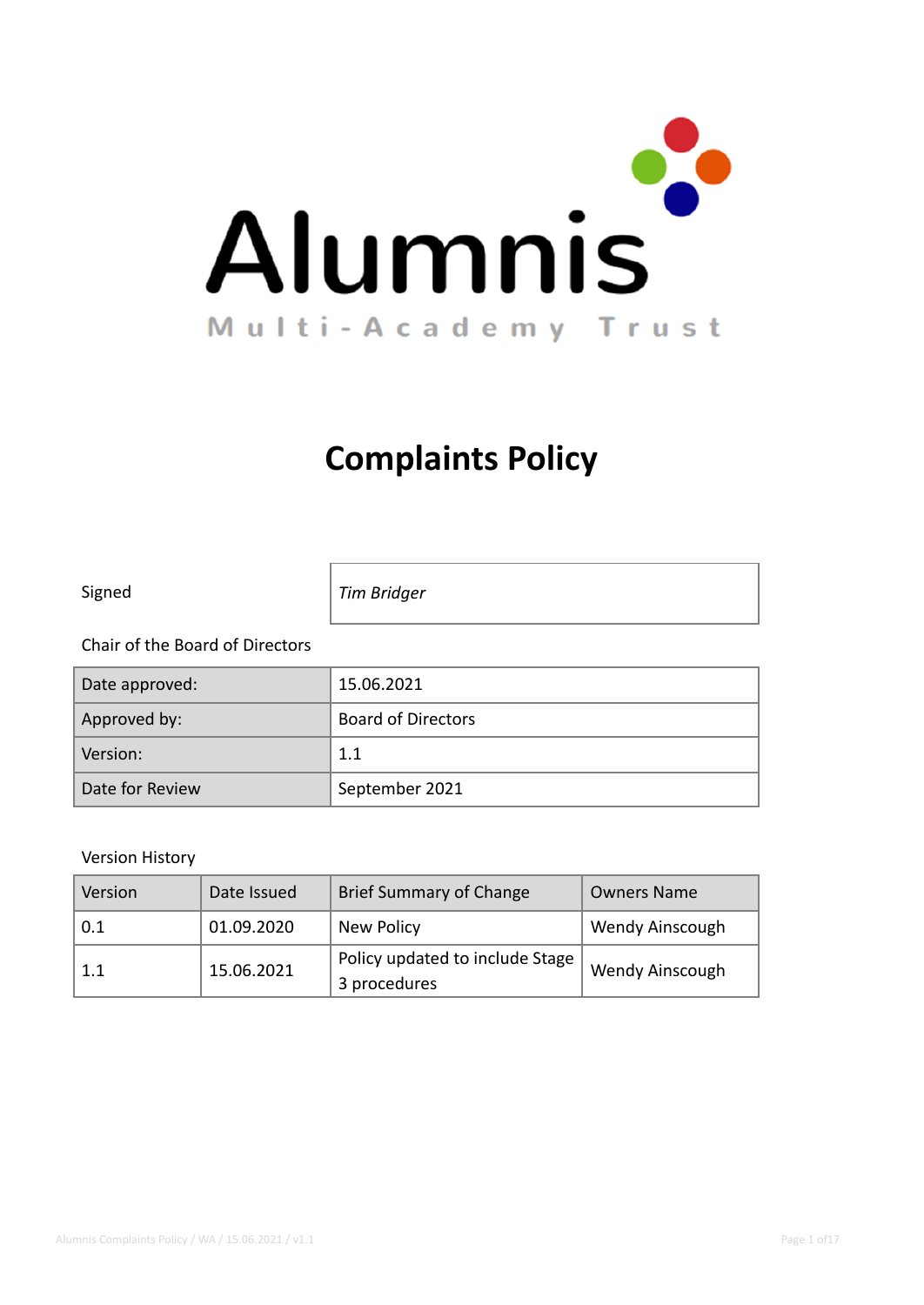Alumnis

Multi-Academy Trust

# Complaints Policy

| Signed | *Tim Bridger* |
|---|---|

Chair of the Board of Directors

| Date approved: | 15.06.2021 |
|---|---|
| Approved by: | Board of Directors |
| Version: | 1.1 |
| Date for Review | September 2021 |

Version History

| Version | Date Issued | Brief Summary of Change | Owners Name |
|---|---|---|---|
| 0.1 | 01.09.2020 | New Policy | Wendy Ainscough |
| 1.1 | 15.06.2021 | Policy updated to include Stage 3 procedures | Wendy Ainscough |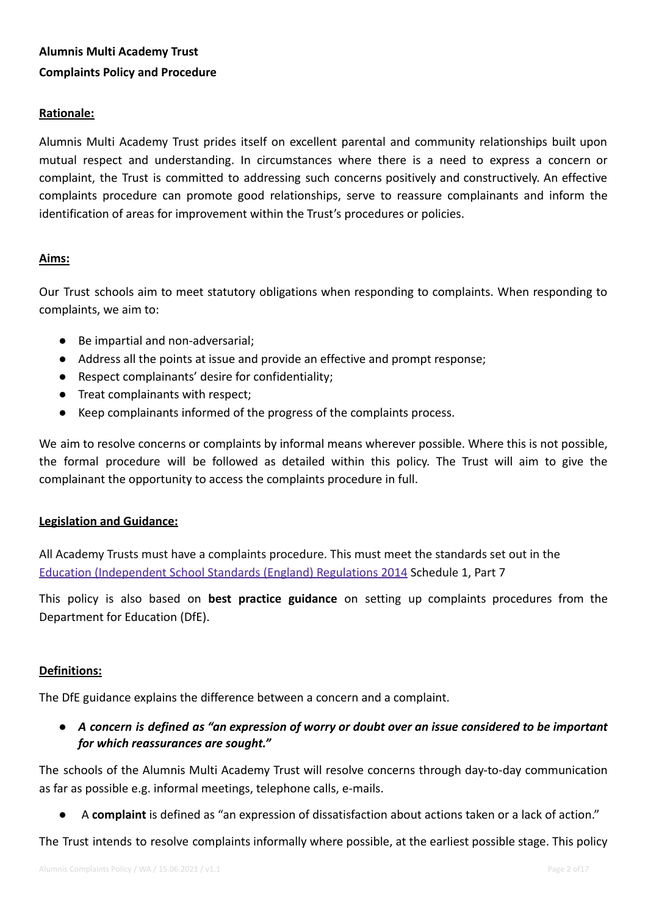**Alumnis Multi Academy Trust**

**Complaints Policy and Procedure**

## Rationale:

Alumnis Multi Academy Trust prides itself on excellent parental and community relationships built upon mutual respect and understanding. In circumstances where there is a need to express a concern or complaint, the Trust is committed to addressing such concerns positively and constructively. An effective complaints procedure can promote good relationships, serve to reassure complainants and inform the identification of areas for improvement within the Trust's procedures or policies.

## Aims:

Our Trust schools aim to meet statutory obligations when responding to complaints. When responding to complaints, we aim to:

- Be impartial and non-adversarial;
- Address all the points at issue and provide an effective and prompt response;
- Respect complainants' desire for confidentiality;
- Treat complainants with respect;
- Keep complainants informed of the progress of the complaints process.

We aim to resolve concerns or complaints by informal means wherever possible. Where this is not possible, the formal procedure will be followed as detailed within this policy. The Trust will aim to give the complainant the opportunity to access the complaints procedure in full.

## Legislation and Guidance:

All Academy Trusts must have a complaints procedure. This must meet the standards set out in the Education (Independent School Standards (England) Regulations 2014 Schedule 1, Part 7

This policy is also based on **best practice guidance** on setting up complaints procedures from the Department for Education (DfE).

## Definitions:

The DfE guidance explains the difference between a concern and a complaint.

- ***A concern is defined as "an expression of worry or doubt over an issue considered to be important for which reassurances are sought."***

The schools of the Alumnis Multi Academy Trust will resolve concerns through day-to-day communication as far as possible e.g. informal meetings, telephone calls, e-mails.

- A **complaint** is defined as "an expression of dissatisfaction about actions taken or a lack of action."

The Trust intends to resolve complaints informally where possible, at the earliest possible stage. This policy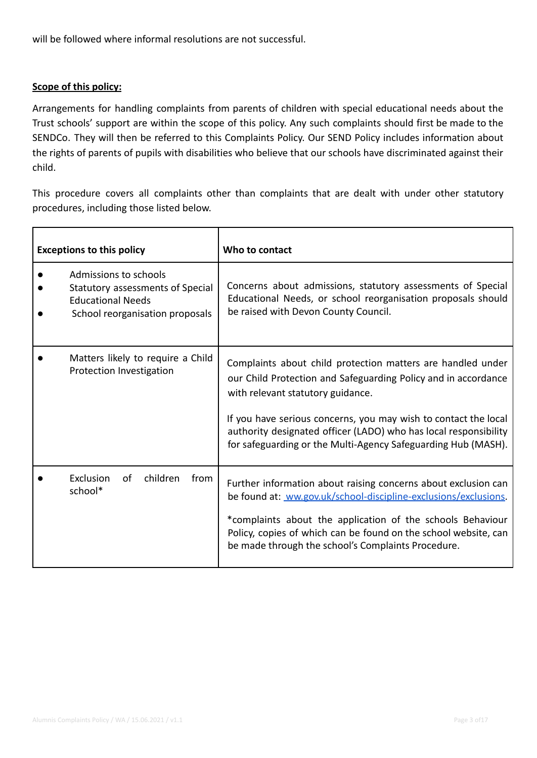will be followed where informal resolutions are not successful.

**Scope of this policy:**

Arrangements for handling complaints from parents of children with special educational needs about the Trust schools' support are within the scope of this policy. Any such complaints should first be made to the SENDCo. They will then be referred to this Complaints Policy. Our SEND Policy includes information about the rights of parents of pupils with disabilities who believe that our schools have discriminated against their child.

This procedure covers all complaints other than complaints that are dealt with under other statutory procedures, including those listed below.

| Exceptions to this policy | Who to contact |
| --- | --- |
| • Admissions to schools<br>• Statutory assessments of Special Educational Needs<br>• School reorganisation proposals | Concerns about admissions, statutory assessments of Special Educational Needs, or school reorganisation proposals should be raised with Devon County Council. |
| • Matters likely to require a Child Protection Investigation | Complaints about child protection matters are handled under our Child Protection and Safeguarding Policy and in accordance with relevant statutory guidance.<br><br>If you have serious concerns, you may wish to contact the local authority designated officer (LADO) who has local responsibility for safeguarding or the Multi-Agency Safeguarding Hub (MASH). |
| • Exclusion of children from school* | Further information about raising concerns about exclusion can be found at: ww.gov.uk/school-discipline-exclusions/exclusions.<br><br>*complaints about the application of the schools Behaviour Policy, copies of which can be found on the school website, can be made through the school's Complaints Procedure. |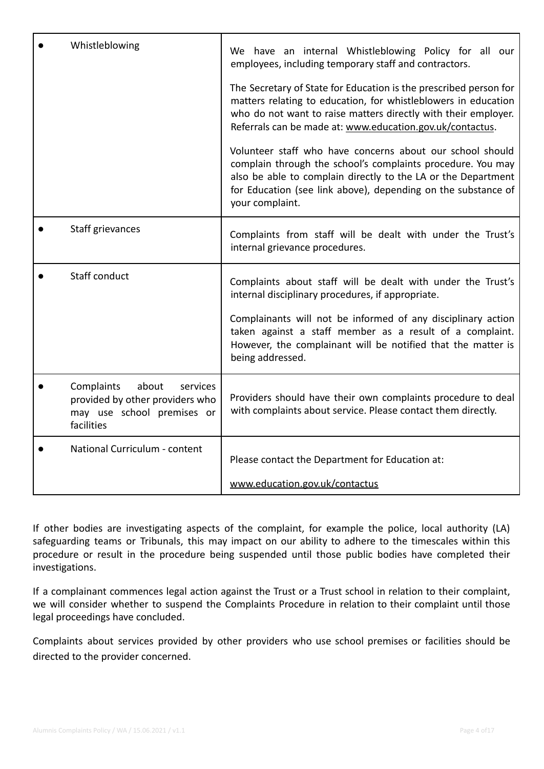| | |
|---|---|
| • Whistleblowing | We have an internal Whistleblowing Policy for all our employees, including temporary staff and contractors.<br><br>The Secretary of State for Education is the prescribed person for matters relating to education, for whistleblowers in education who do not want to raise matters directly with their employer. Referrals can be made at: www.education.gov.uk/contactus.<br><br>Volunteer staff who have concerns about our school should complain through the school's complaints procedure. You may also be able to complain directly to the LA or the Department for Education (see link above), depending on the substance of your complaint. |
| • Staff grievances | Complaints from staff will be dealt with under the Trust's internal grievance procedures. |
| • Staff conduct | Complaints about staff will be dealt with under the Trust's internal disciplinary procedures, if appropriate.<br><br>Complainants will not be informed of any disciplinary action taken against a staff member as a result of a complaint. However, the complainant will be notified that the matter is being addressed. |
| • Complaints about services provided by other providers who may use school premises or facilities | Providers should have their own complaints procedure to deal with complaints about service. Please contact them directly. |
| • National Curriculum - content | Please contact the Department for Education at:<br><br>www.education.gov.uk/contactus |

If other bodies are investigating aspects of the complaint, for example the police, local authority (LA) safeguarding teams or Tribunals, this may impact on our ability to adhere to the timescales within this procedure or result in the procedure being suspended until those public bodies have completed their investigations.

If a complainant commences legal action against the Trust or a Trust school in relation to their complaint, we will consider whether to suspend the Complaints Procedure in relation to their complaint until those legal proceedings have concluded.

Complaints about services provided by other providers who use school premises or facilities should be directed to the provider concerned.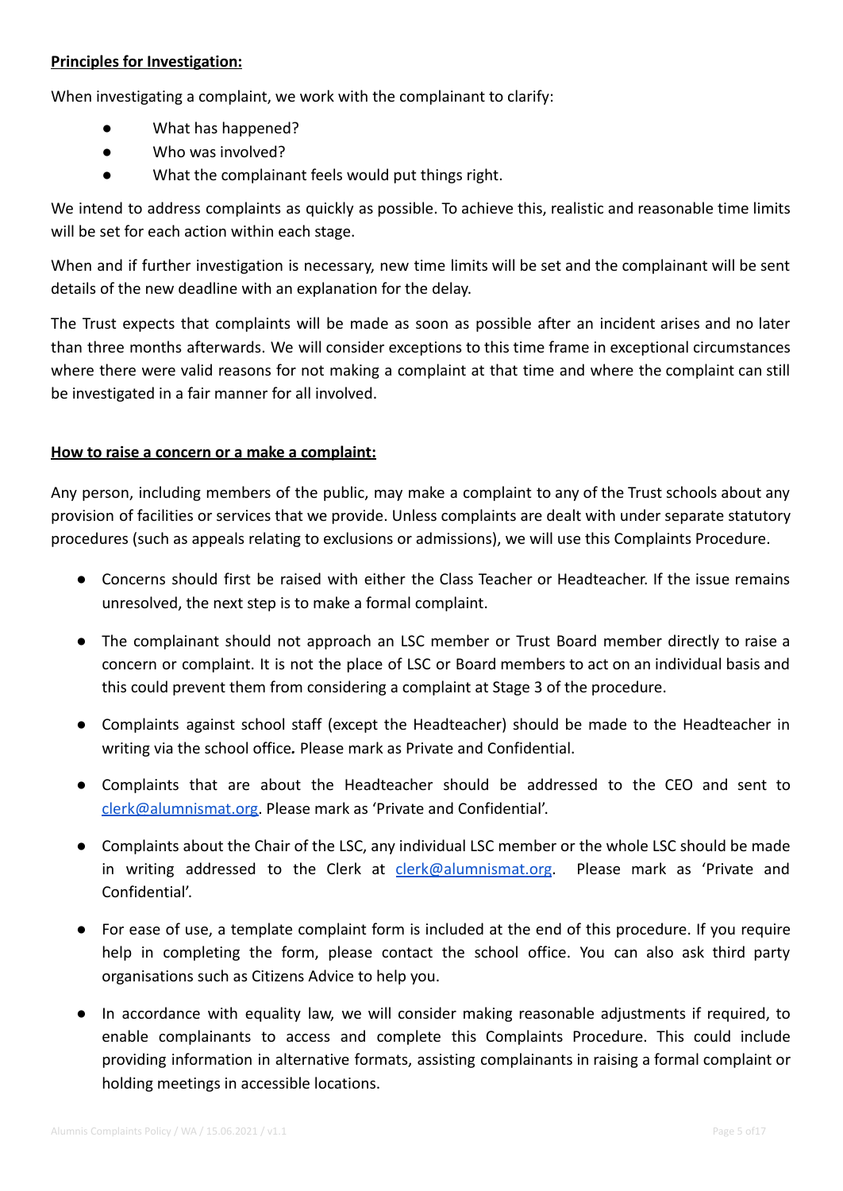**Principles for Investigation:**

When investigating a complaint, we work with the complainant to clarify:

- What has happened?
- Who was involved?
- What the complainant feels would put things right.

We intend to address complaints as quickly as possible. To achieve this, realistic and reasonable time limits will be set for each action within each stage.

When and if further investigation is necessary, new time limits will be set and the complainant will be sent details of the new deadline with an explanation for the delay.

The Trust expects that complaints will be made as soon as possible after an incident arises and no later than three months afterwards. We will consider exceptions to this time frame in exceptional circumstances where there were valid reasons for not making a complaint at that time and where the complaint can still be investigated in a fair manner for all involved.

**How to raise a concern or a make a complaint:**

Any person, including members of the public, may make a complaint to any of the Trust schools about any provision of facilities or services that we provide. Unless complaints are dealt with under separate statutory procedures (such as appeals relating to exclusions or admissions), we will use this Complaints Procedure.

- Concerns should first be raised with either the Class Teacher or Headteacher. If the issue remains unresolved, the next step is to make a formal complaint.
- The complainant should not approach an LSC member or Trust Board member directly to raise a concern or complaint. It is not the place of LSC or Board members to act on an individual basis and this could prevent them from considering a complaint at Stage 3 of the procedure.
- Complaints against school staff (except the Headteacher) should be made to the Headteacher in writing via the school office*.* Please mark as Private and Confidential.
- Complaints that are about the Headteacher should be addressed to the CEO and sent to clerk@alumnismat.org. Please mark as 'Private and Confidential'.
- Complaints about the Chair of the LSC, any individual LSC member or the whole LSC should be made in writing addressed to the Clerk at clerk@alumnismat.org. Please mark as 'Private and Confidential'.
- For ease of use, a template complaint form is included at the end of this procedure. If you require help in completing the form, please contact the school office. You can also ask third party organisations such as Citizens Advice to help you.
- In accordance with equality law, we will consider making reasonable adjustments if required, to enable complainants to access and complete this Complaints Procedure. This could include providing information in alternative formats, assisting complainants in raising a formal complaint or holding meetings in accessible locations.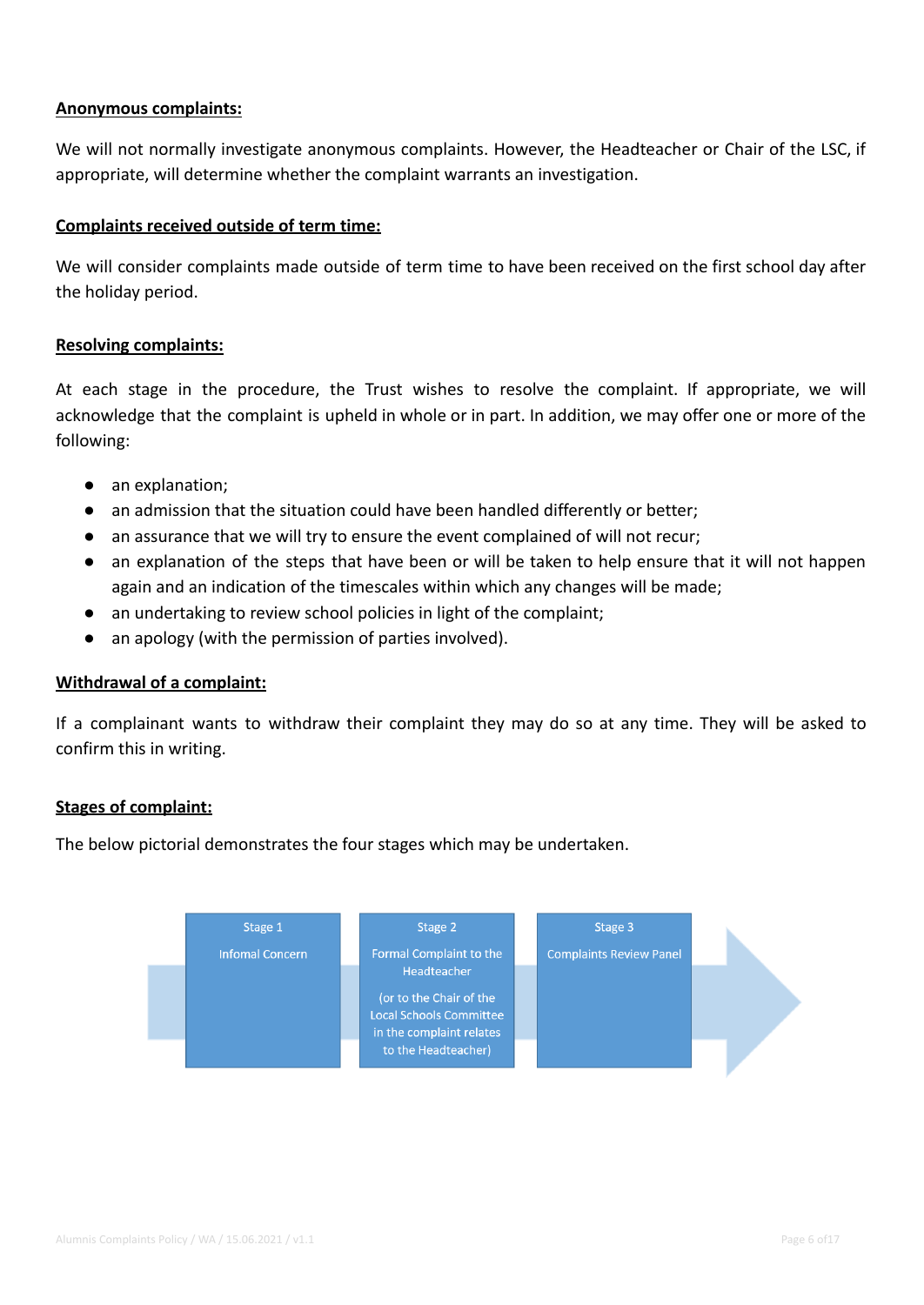**Anonymous complaints:**

We will not normally investigate anonymous complaints. However, the Headteacher or Chair of the LSC, if appropriate, will determine whether the complaint warrants an investigation.

**Complaints received outside of term time:**

We will consider complaints made outside of term time to have been received on the first school day after the holiday period.

**Resolving complaints:**

At each stage in the procedure, the Trust wishes to resolve the complaint. If appropriate, we will acknowledge that the complaint is upheld in whole or in part. In addition, we may offer one or more of the following:

- an explanation;
- an admission that the situation could have been handled differently or better;
- an assurance that we will try to ensure the event complained of will not recur;
- an explanation of the steps that have been or will be taken to help ensure that it will not happen again and an indication of the timescales within which any changes will be made;
- an undertaking to review school policies in light of the complaint;
- an apology (with the permission of parties involved).

**Withdrawal of a complaint:**

If a complainant wants to withdraw their complaint they may do so at any time. They will be asked to confirm this in writing.

**Stages of complaint:**

The below pictorial demonstrates the four stages which may be undertaken.

Stage 1 – Infomal Concern

Stage 2 – Formal Complaint to the Headteacher (or to the Chair of the Local Schools Committee in the complaint relates to the Headteacher)

Stage 3 – Complaints Review Panel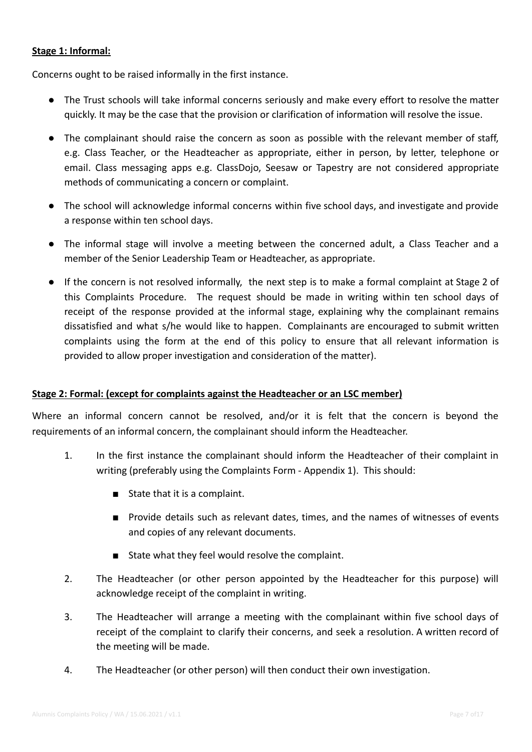**Stage 1: Informal:**

Concerns ought to be raised informally in the first instance.

- The Trust schools will take informal concerns seriously and make every effort to resolve the matter quickly. It may be the case that the provision or clarification of information will resolve the issue.
- The complainant should raise the concern as soon as possible with the relevant member of staff, e.g. Class Teacher, or the Headteacher as appropriate, either in person, by letter, telephone or email. Class messaging apps e.g. ClassDojo, Seesaw or Tapestry are not considered appropriate methods of communicating a concern or complaint.
- The school will acknowledge informal concerns within five school days, and investigate and provide a response within ten school days.
- The informal stage will involve a meeting between the concerned adult, a Class Teacher and a member of the Senior Leadership Team or Headteacher, as appropriate.
- If the concern is not resolved informally, the next step is to make a formal complaint at Stage 2 of this Complaints Procedure. The request should be made in writing within ten school days of receipt of the response provided at the informal stage, explaining why the complainant remains dissatisfied and what s/he would like to happen. Complainants are encouraged to submit written complaints using the form at the end of this policy to ensure that all relevant information is provided to allow proper investigation and consideration of the matter).

**Stage 2: Formal: (except for complaints against the Headteacher or an LSC member)**

Where an informal concern cannot be resolved, and/or it is felt that the concern is beyond the requirements of an informal concern, the complainant should inform the Headteacher.

1. In the first instance the complainant should inform the Headteacher of their complaint in writing (preferably using the Complaints Form - Appendix 1). This should:
   - State that it is a complaint.
   - Provide details such as relevant dates, times, and the names of witnesses of events and copies of any relevant documents.
   - State what they feel would resolve the complaint.
2. The Headteacher (or other person appointed by the Headteacher for this purpose) will acknowledge receipt of the complaint in writing.
3. The Headteacher will arrange a meeting with the complainant within five school days of receipt of the complaint to clarify their concerns, and seek a resolution. A written record of the meeting will be made.
4. The Headteacher (or other person) will then conduct their own investigation.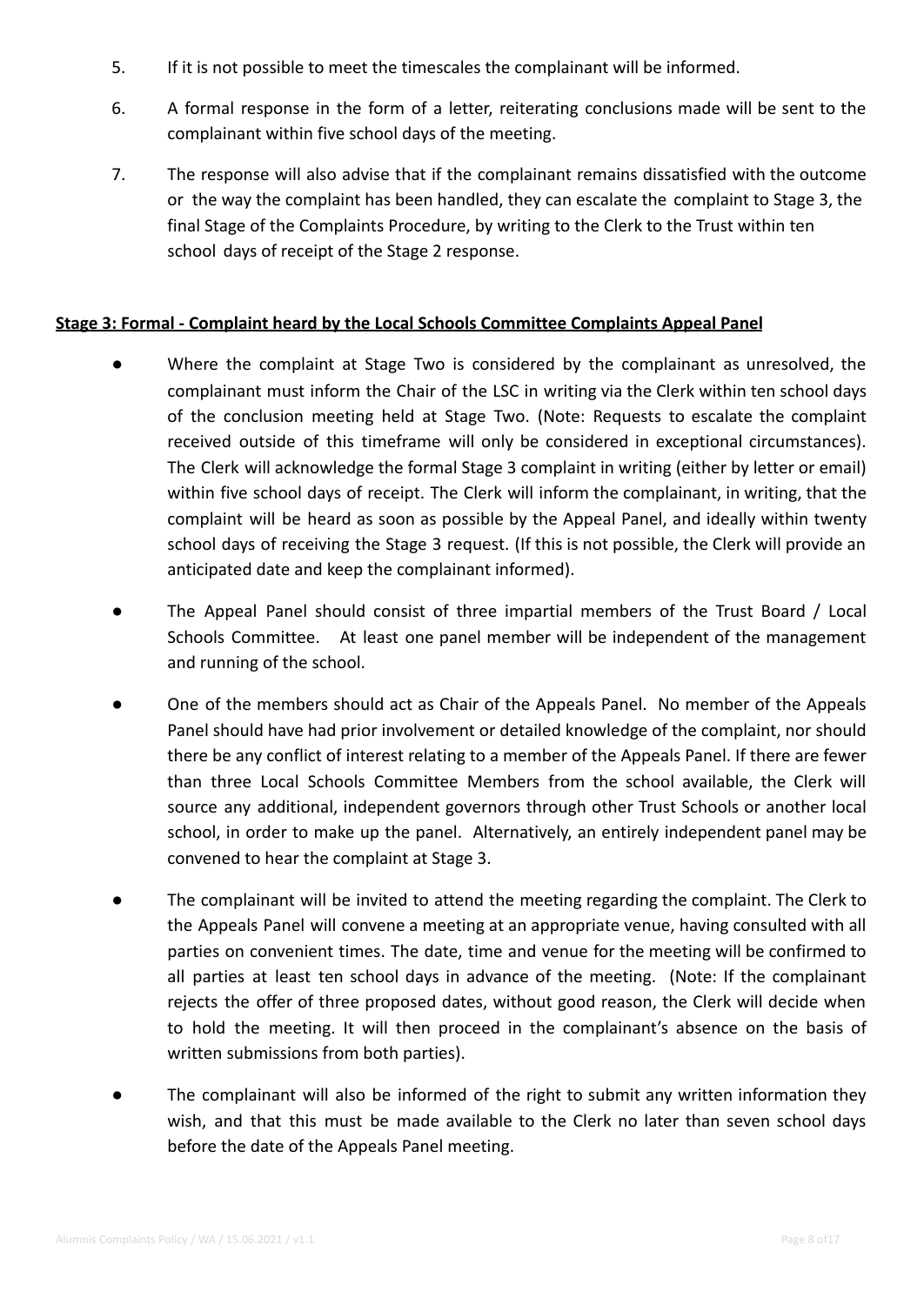5. If it is not possible to meet the timescales the complainant will be informed.

6. A formal response in the form of a letter, reiterating conclusions made will be sent to the complainant within five school days of the meeting.

7. The response will also advise that if the complainant remains dissatisfied with the outcome or the way the complaint has been handled, they can escalate the complaint to Stage 3, the final Stage of the Complaints Procedure, by writing to the Clerk to the Trust within ten school days of receipt of the Stage 2 response.

**Stage 3: Formal - Complaint heard by the Local Schools Committee Complaints Appeal Panel**

- Where the complaint at Stage Two is considered by the complainant as unresolved, the complainant must inform the Chair of the LSC in writing via the Clerk within ten school days of the conclusion meeting held at Stage Two. (Note: Requests to escalate the complaint received outside of this timeframe will only be considered in exceptional circumstances). The Clerk will acknowledge the formal Stage 3 complaint in writing (either by letter or email) within five school days of receipt. The Clerk will inform the complainant, in writing, that the complaint will be heard as soon as possible by the Appeal Panel, and ideally within twenty school days of receiving the Stage 3 request. (If this is not possible, the Clerk will provide an anticipated date and keep the complainant informed).

- The Appeal Panel should consist of three impartial members of the Trust Board / Local Schools Committee. At least one panel member will be independent of the management and running of the school.

- One of the members should act as Chair of the Appeals Panel. No member of the Appeals Panel should have had prior involvement or detailed knowledge of the complaint, nor should there be any conflict of interest relating to a member of the Appeals Panel. If there are fewer than three Local Schools Committee Members from the school available, the Clerk will source any additional, independent governors through other Trust Schools or another local school, in order to make up the panel. Alternatively, an entirely independent panel may be convened to hear the complaint at Stage 3.

- The complainant will be invited to attend the meeting regarding the complaint. The Clerk to the Appeals Panel will convene a meeting at an appropriate venue, having consulted with all parties on convenient times. The date, time and venue for the meeting will be confirmed to all parties at least ten school days in advance of the meeting. (Note: If the complainant rejects the offer of three proposed dates, without good reason, the Clerk will decide when to hold the meeting. It will then proceed in the complainant's absence on the basis of written submissions from both parties).

- The complainant will also be informed of the right to submit any written information they wish, and that this must be made available to the Clerk no later than seven school days before the date of the Appeals Panel meeting.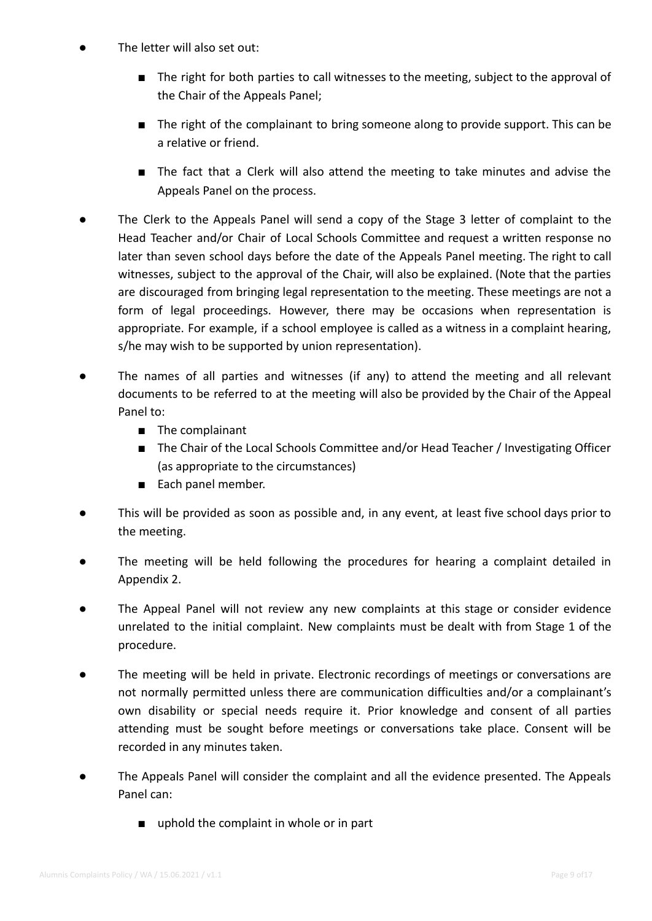- The letter will also set out:
  - The right for both parties to call witnesses to the meeting, subject to the approval of the Chair of the Appeals Panel;
  - The right of the complainant to bring someone along to provide support. This can be a relative or friend.
  - The fact that a Clerk will also attend the meeting to take minutes and advise the Appeals Panel on the process.
- The Clerk to the Appeals Panel will send a copy of the Stage 3 letter of complaint to the Head Teacher and/or Chair of Local Schools Committee and request a written response no later than seven school days before the date of the Appeals Panel meeting. The right to call witnesses, subject to the approval of the Chair, will also be explained. (Note that the parties are discouraged from bringing legal representation to the meeting. These meetings are not a form of legal proceedings. However, there may be occasions when representation is appropriate. For example, if a school employee is called as a witness in a complaint hearing, s/he may wish to be supported by union representation).
- The names of all parties and witnesses (if any) to attend the meeting and all relevant documents to be referred to at the meeting will also be provided by the Chair of the Appeal Panel to:
  - The complainant
  - The Chair of the Local Schools Committee and/or Head Teacher / Investigating Officer (as appropriate to the circumstances)
  - Each panel member.
- This will be provided as soon as possible and, in any event, at least five school days prior to the meeting.
- The meeting will be held following the procedures for hearing a complaint detailed in Appendix 2.
- The Appeal Panel will not review any new complaints at this stage or consider evidence unrelated to the initial complaint. New complaints must be dealt with from Stage 1 of the procedure.
- The meeting will be held in private. Electronic recordings of meetings or conversations are not normally permitted unless there are communication difficulties and/or a complainant's own disability or special needs require it. Prior knowledge and consent of all parties attending must be sought before meetings or conversations take place. Consent will be recorded in any minutes taken.
- The Appeals Panel will consider the complaint and all the evidence presented. The Appeals Panel can:
  - uphold the complaint in whole or in part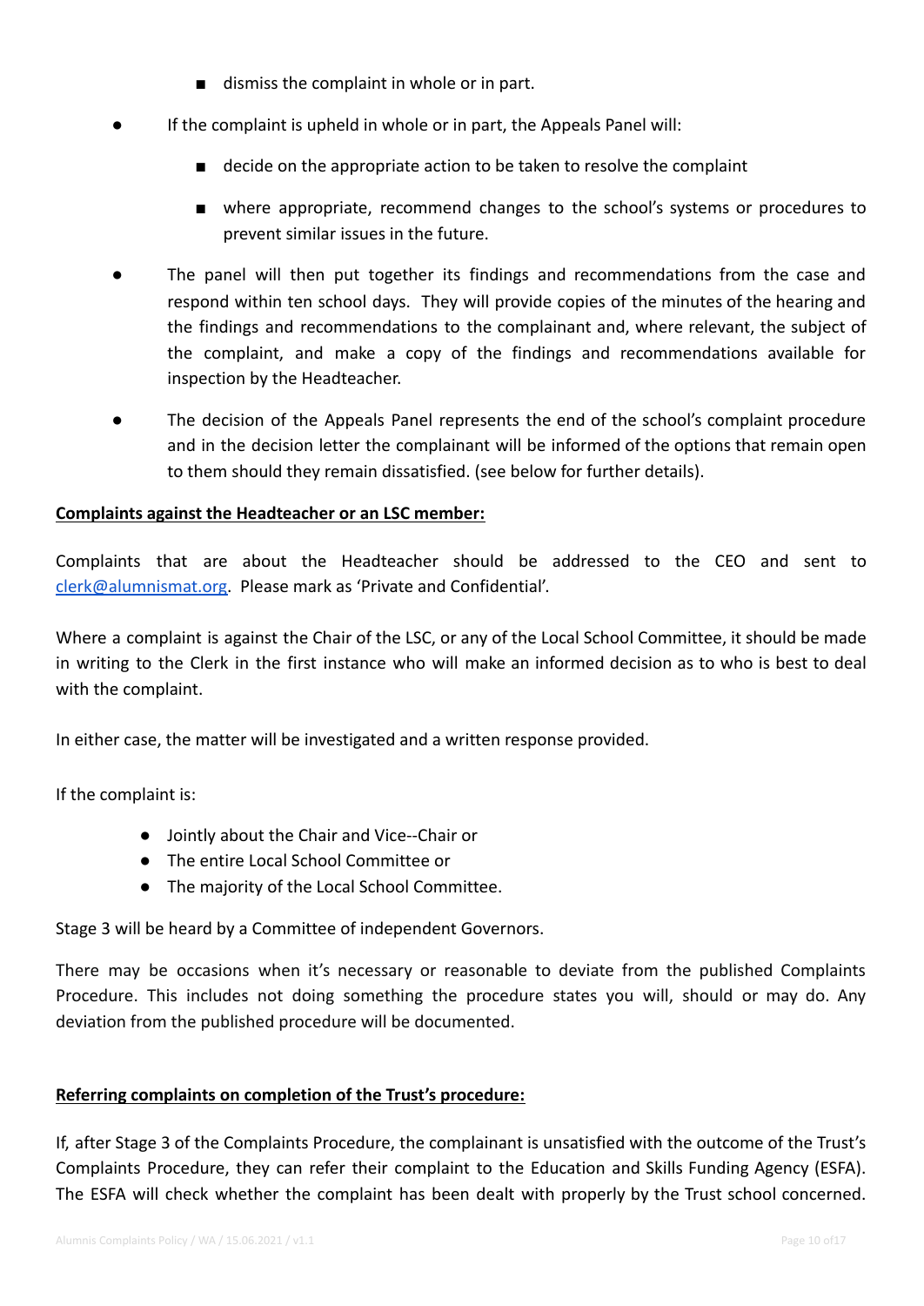- dismiss the complaint in whole or in part.

- If the complaint is upheld in whole or in part, the Appeals Panel will:
  - decide on the appropriate action to be taken to resolve the complaint
  - where appropriate, recommend changes to the school's systems or procedures to prevent similar issues in the future.

- The panel will then put together its findings and recommendations from the case and respond within ten school days. They will provide copies of the minutes of the hearing and the findings and recommendations to the complainant and, where relevant, the subject of the complaint, and make a copy of the findings and recommendations available for inspection by the Headteacher.

- The decision of the Appeals Panel represents the end of the school's complaint procedure and in the decision letter the complainant will be informed of the options that remain open to them should they remain dissatisfied. (see below for further details).

**Complaints against the Headteacher or an LSC member:**

Complaints that are about the Headteacher should be addressed to the CEO and sent to [clerk@alumnismat.org](mailto:clerk@alumnismat.org). Please mark as 'Private and Confidential'.

Where a complaint is against the Chair of the LSC, or any of the Local School Committee, it should be made in writing to the Clerk in the first instance who will make an informed decision as to who is best to deal with the complaint.

In either case, the matter will be investigated and a written response provided.

If the complaint is:

- Jointly about the Chair and Vice--Chair or
- The entire Local School Committee or
- The majority of the Local School Committee.

Stage 3 will be heard by a Committee of independent Governors.

There may be occasions when it's necessary or reasonable to deviate from the published Complaints Procedure. This includes not doing something the procedure states you will, should or may do. Any deviation from the published procedure will be documented.

**Referring complaints on completion of the Trust's procedure:**

If, after Stage 3 of the Complaints Procedure, the complainant is unsatisfied with the outcome of the Trust's Complaints Procedure, they can refer their complaint to the Education and Skills Funding Agency (ESFA). The ESFA will check whether the complaint has been dealt with properly by the Trust school concerned.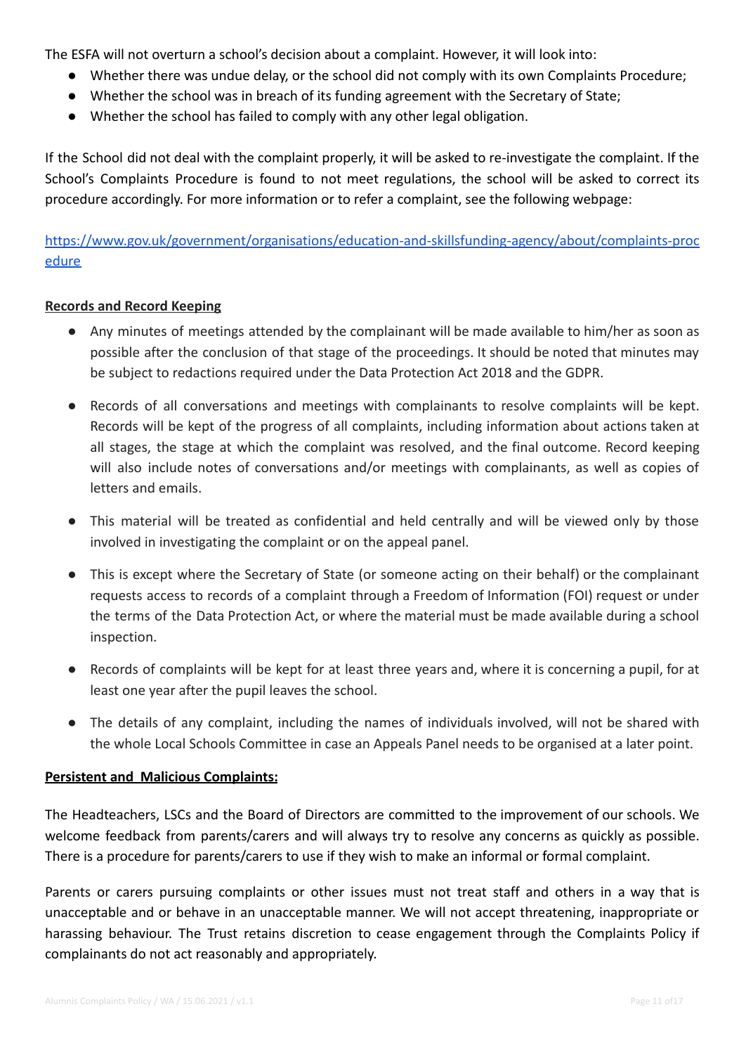The ESFA will not overturn a school's decision about a complaint. However, it will look into:

- Whether there was undue delay, or the school did not comply with its own Complaints Procedure;
- Whether the school was in breach of its funding agreement with the Secretary of State;
- Whether the school has failed to comply with any other legal obligation.

If the School did not deal with the complaint properly, it will be asked to re-investigate the complaint. If the School's Complaints Procedure is found to not meet regulations, the school will be asked to correct its procedure accordingly. For more information or to refer a complaint, see the following webpage:

[https://www.gov.uk/government/organisations/education-and-skillsfunding-agency/about/complaints-procedure](https://www.gov.uk/government/organisations/education-and-skillsfunding-agency/about/complaints-procedure)

**Records and Record Keeping**

- Any minutes of meetings attended by the complainant will be made available to him/her as soon as possible after the conclusion of that stage of the proceedings. It should be noted that minutes may be subject to redactions required under the Data Protection Act 2018 and the GDPR.
- Records of all conversations and meetings with complainants to resolve complaints will be kept. Records will be kept of the progress of all complaints, including information about actions taken at all stages, the stage at which the complaint was resolved, and the final outcome. Record keeping will also include notes of conversations and/or meetings with complainants, as well as copies of letters and emails.
- This material will be treated as confidential and held centrally and will be viewed only by those involved in investigating the complaint or on the appeal panel.
- This is except where the Secretary of State (or someone acting on their behalf) or the complainant requests access to records of a complaint through a Freedom of Information (FOI) request or under the terms of the Data Protection Act, or where the material must be made available during a school inspection.
- Records of complaints will be kept for at least three years and, where it is concerning a pupil, for at least one year after the pupil leaves the school.
- The details of any complaint, including the names of individuals involved, will not be shared with the whole Local Schools Committee in case an Appeals Panel needs to be organised at a later point.

**Persistent and Malicious Complaints:**

The Headteachers, LSCs and the Board of Directors are committed to the improvement of our schools. We welcome feedback from parents/carers and will always try to resolve any concerns as quickly as possible. There is a procedure for parents/carers to use if they wish to make an informal or formal complaint.

Parents or carers pursuing complaints or other issues must not treat staff and others in a way that is unacceptable and or behave in an unacceptable manner. We will not accept threatening, inappropriate or harassing behaviour. The Trust retains discretion to cease engagement through the Complaints Policy if complainants do not act reasonably and appropriately.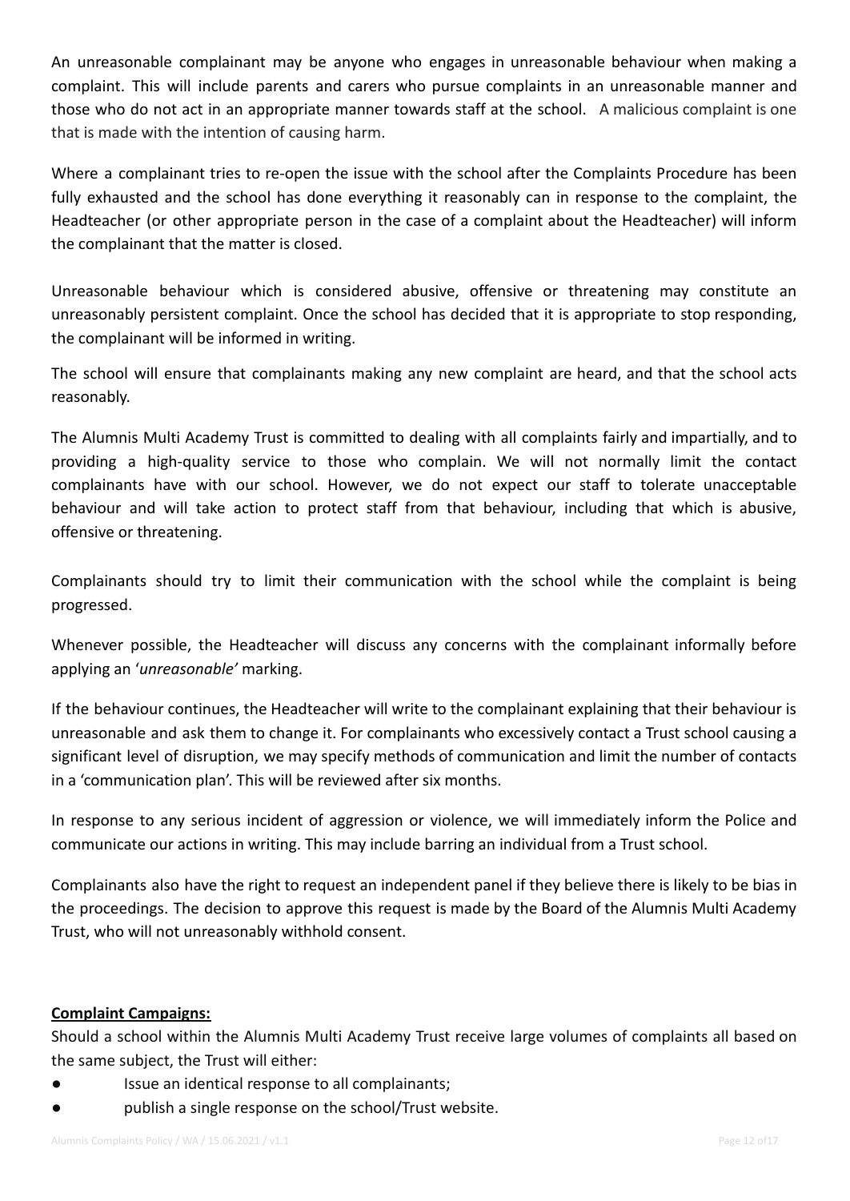An unreasonable complainant may be anyone who engages in unreasonable behaviour when making a complaint. This will include parents and carers who pursue complaints in an unreasonable manner and those who do not act in an appropriate manner towards staff at the school. A malicious complaint is one that is made with the intention of causing harm.

Where a complainant tries to re-open the issue with the school after the Complaints Procedure has been fully exhausted and the school has done everything it reasonably can in response to the complaint, the Headteacher (or other appropriate person in the case of a complaint about the Headteacher) will inform the complainant that the matter is closed.

Unreasonable behaviour which is considered abusive, offensive or threatening may constitute an unreasonably persistent complaint. Once the school has decided that it is appropriate to stop responding, the complainant will be informed in writing.

The school will ensure that complainants making any new complaint are heard, and that the school acts reasonably.

The Alumnis Multi Academy Trust is committed to dealing with all complaints fairly and impartially, and to providing a high-quality service to those who complain. We will not normally limit the contact complainants have with our school. However, we do not expect our staff to tolerate unacceptable behaviour and will take action to protect staff from that behaviour, including that which is abusive, offensive or threatening.

Complainants should try to limit their communication with the school while the complaint is being progressed.

Whenever possible, the Headteacher will discuss any concerns with the complainant informally before applying an '*unreasonable'* marking.

If the behaviour continues, the Headteacher will write to the complainant explaining that their behaviour is unreasonable and ask them to change it. For complainants who excessively contact a Trust school causing a significant level of disruption, we may specify methods of communication and limit the number of contacts in a 'communication plan'. This will be reviewed after six months.

In response to any serious incident of aggression or violence, we will immediately inform the Police and communicate our actions in writing. This may include barring an individual from a Trust school.

Complainants also have the right to request an independent panel if they believe there is likely to be bias in the proceedings. The decision to approve this request is made by the Board of the Alumnis Multi Academy Trust, who will not unreasonably withhold consent.

**Complaint Campaigns:**

Should a school within the Alumnis Multi Academy Trust receive large volumes of complaints all based on the same subject, the Trust will either:

- Issue an identical response to all complainants;
- publish a single response on the school/Trust website.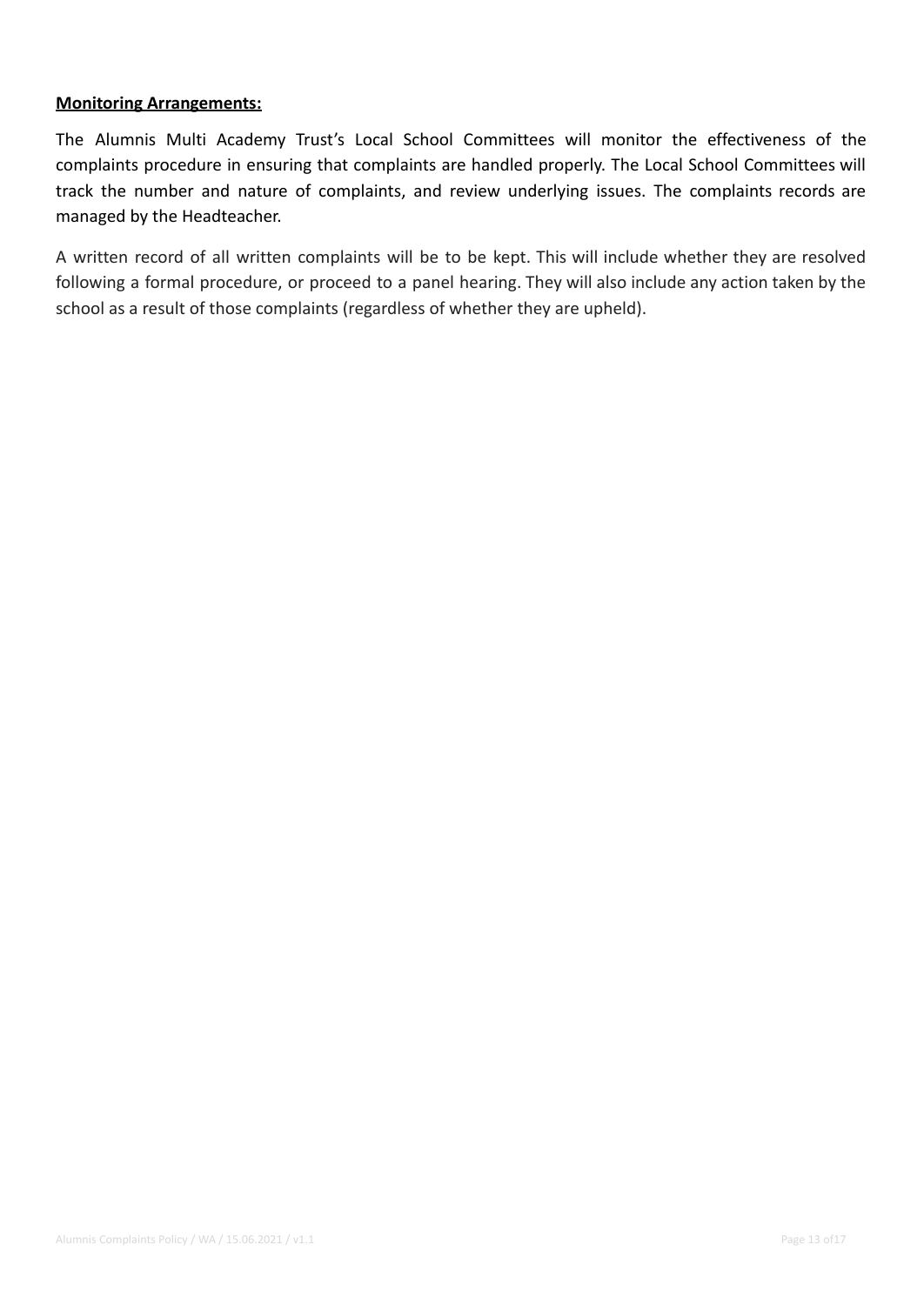**Monitoring Arrangements:**

The Alumnis Multi Academy Trust's Local School Committees will monitor the effectiveness of the complaints procedure in ensuring that complaints are handled properly. The Local School Committees will track the number and nature of complaints, and review underlying issues. The complaints records are managed by the Headteacher.

A written record of all written complaints will be to be kept. This will include whether they are resolved following a formal procedure, or proceed to a panel hearing. They will also include any action taken by the school as a result of those complaints (regardless of whether they are upheld).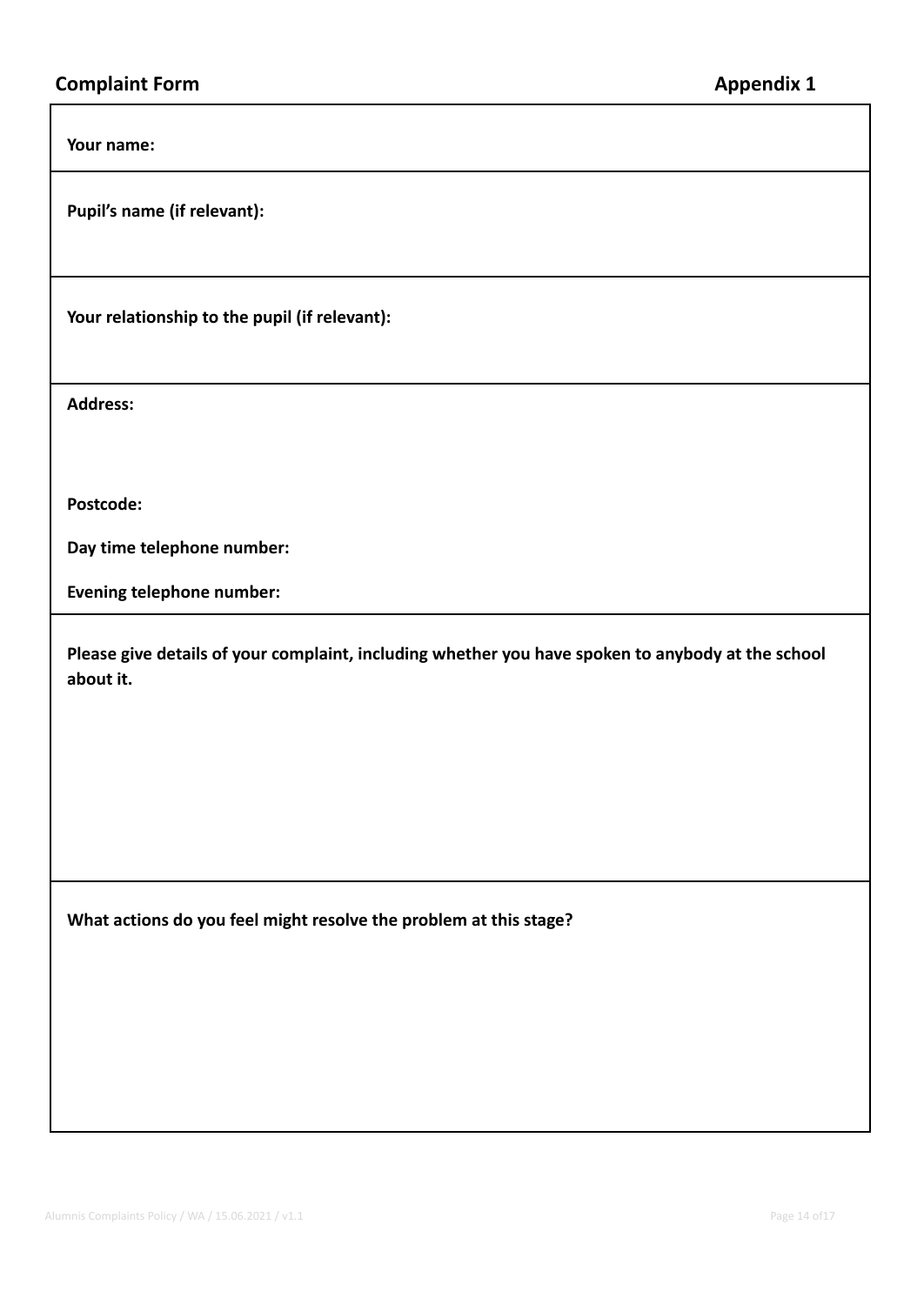## Complaint Form

**Appendix 1**

**Your name:**

**Pupil's name (if relevant):**

**Your relationship to the pupil (if relevant):**

**Address:**

**Postcode:**

**Day time telephone number:**

**Evening telephone number:**

**Please give details of your complaint, including whether you have spoken to anybody at the school about it.**

**What actions do you feel might resolve the problem at this stage?**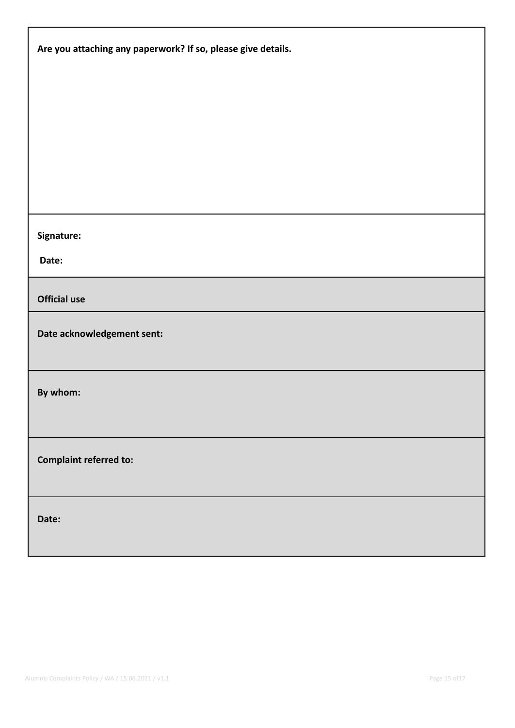**Are you attaching any paperwork? If so, please give details.**

**Signature:**

**Date:**

**Official use**

**Date acknowledgement sent:**

**By whom:**

**Complaint referred to:**

**Date:**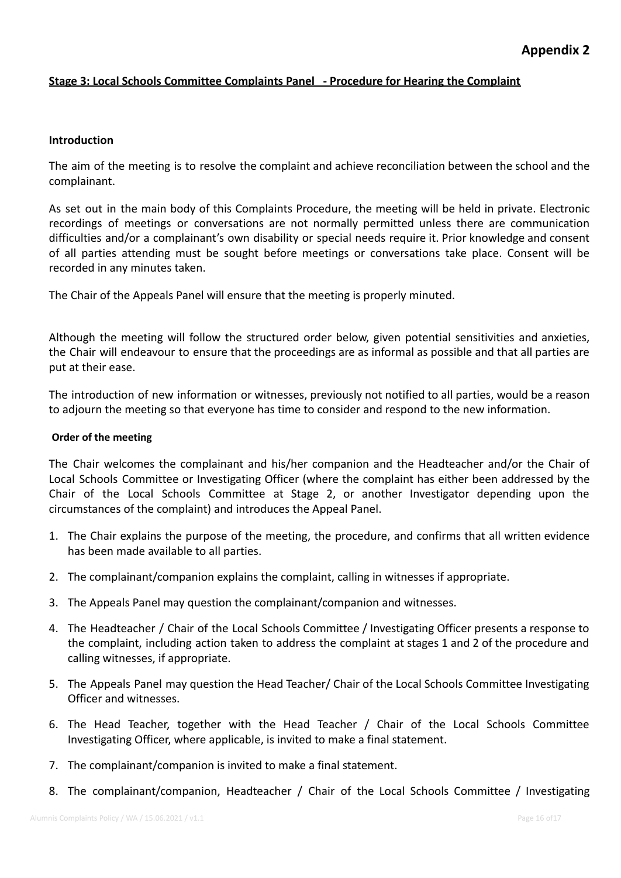# Appendix 2

**Stage 3: Local Schools Committee Complaints Panel - Procedure for Hearing the Complaint**

### Introduction

The aim of the meeting is to resolve the complaint and achieve reconciliation between the school and the complainant.

As set out in the main body of this Complaints Procedure, the meeting will be held in private. Electronic recordings of meetings or conversations are not normally permitted unless there are communication difficulties and/or a complainant's own disability or special needs require it. Prior knowledge and consent of all parties attending must be sought before meetings or conversations take place. Consent will be recorded in any minutes taken.

The Chair of the Appeals Panel will ensure that the meeting is properly minuted.

Although the meeting will follow the structured order below, given potential sensitivities and anxieties, the Chair will endeavour to ensure that the proceedings are as informal as possible and that all parties are put at their ease.

The introduction of new information or witnesses, previously not notified to all parties, would be a reason to adjourn the meeting so that everyone has time to consider and respond to the new information.

#### Order of the meeting

The Chair welcomes the complainant and his/her companion and the Headteacher and/or the Chair of Local Schools Committee or Investigating Officer (where the complaint has either been addressed by the Chair of the Local Schools Committee at Stage 2, or another Investigator depending upon the circumstances of the complaint) and introduces the Appeal Panel.

1. The Chair explains the purpose of the meeting, the procedure, and confirms that all written evidence has been made available to all parties.
2. The complainant/companion explains the complaint, calling in witnesses if appropriate.
3. The Appeals Panel may question the complainant/companion and witnesses.
4. The Headteacher / Chair of the Local Schools Committee / Investigating Officer presents a response to the complaint, including action taken to address the complaint at stages 1 and 2 of the procedure and calling witnesses, if appropriate.
5. The Appeals Panel may question the Head Teacher/ Chair of the Local Schools Committee Investigating Officer and witnesses.
6. The Head Teacher, together with the Head Teacher / Chair of the Local Schools Committee Investigating Officer, where applicable, is invited to make a final statement.
7. The complainant/companion is invited to make a final statement.
8. The complainant/companion, Headteacher / Chair of the Local Schools Committee / Investigating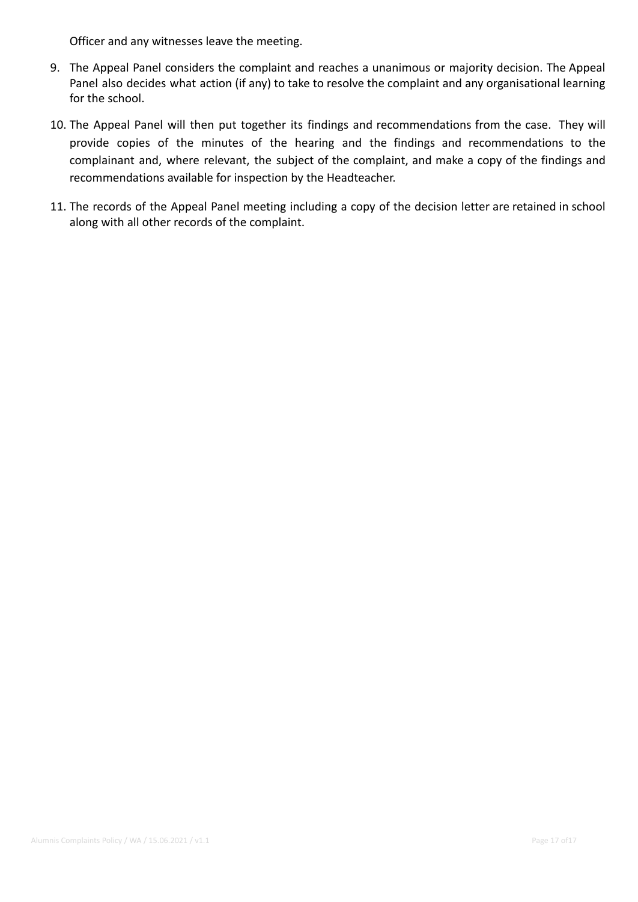Officer and any witnesses leave the meeting.

9. The Appeal Panel considers the complaint and reaches a unanimous or majority decision. The Appeal Panel also decides what action (if any) to take to resolve the complaint and any organisational learning for the school.
10. The Appeal Panel will then put together its findings and recommendations from the case. They will provide copies of the minutes of the hearing and the findings and recommendations to the complainant and, where relevant, the subject of the complaint, and make a copy of the findings and recommendations available for inspection by the Headteacher.
11. The records of the Appeal Panel meeting including a copy of the decision letter are retained in school along with all other records of the complaint.